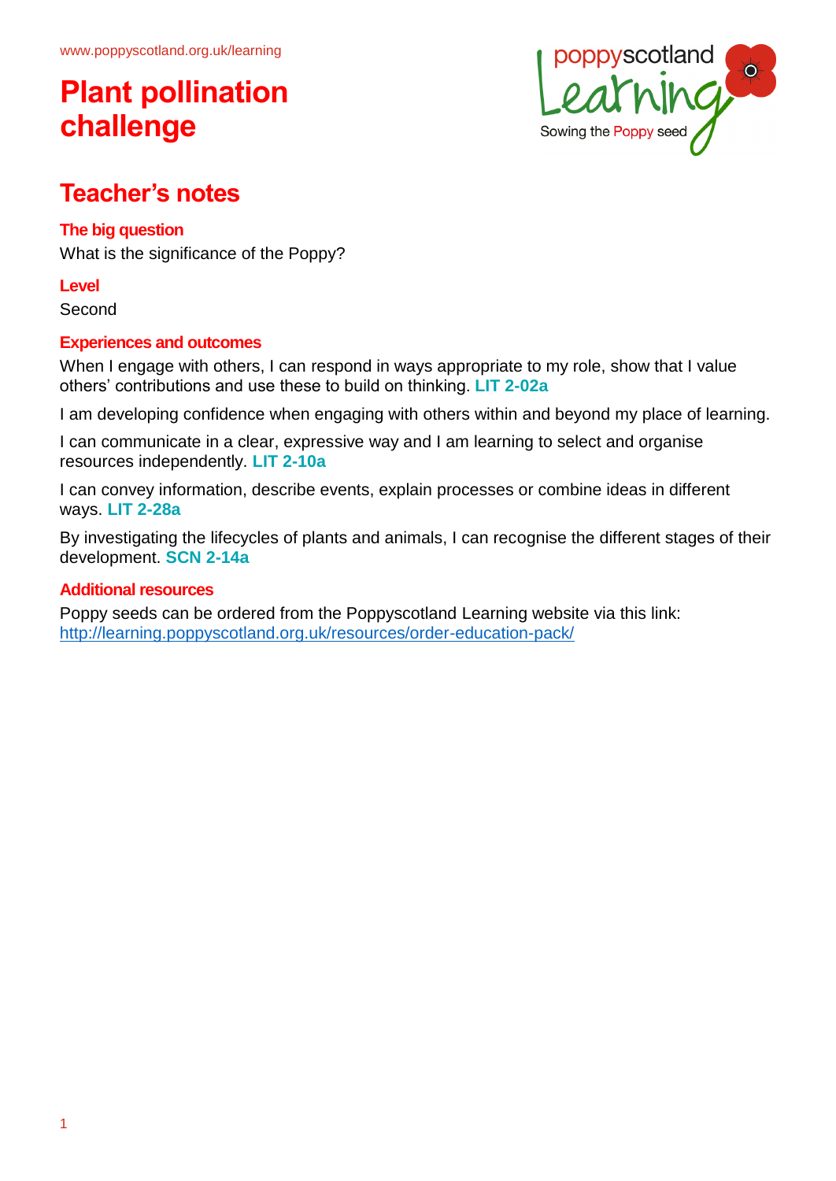www.poppyscotland.org.uk/learning

# Plant pollination challenge

## Teacher's notes

### The big question

What is the significance of the Poppy?

### Level

Second

### Experiences and outcomes

When I engage with others, I can respond in ways appropriate to my role, show that I value others' contributions and use these to build on thinking. **LIT 2-02a**

I am developing confidence when engaging with others within and beyond my place of learning.

I can communicate in a clear, expressive way and I am learning to select and organise resources independently. **LIT 2-10a**

I can convey information, describe events, explain processes or combine ideas in different ways. **LIT 2-28a**

By investigating the lifecycles of plants and animals, I can recognise the different stages of their development. **SCN 2-14a**

### Additional resources

Poppy seeds can be ordered from the Poppyscotland Learning website via this link:
http://learning.poppyscotland.org.uk/resources/order-education-pack/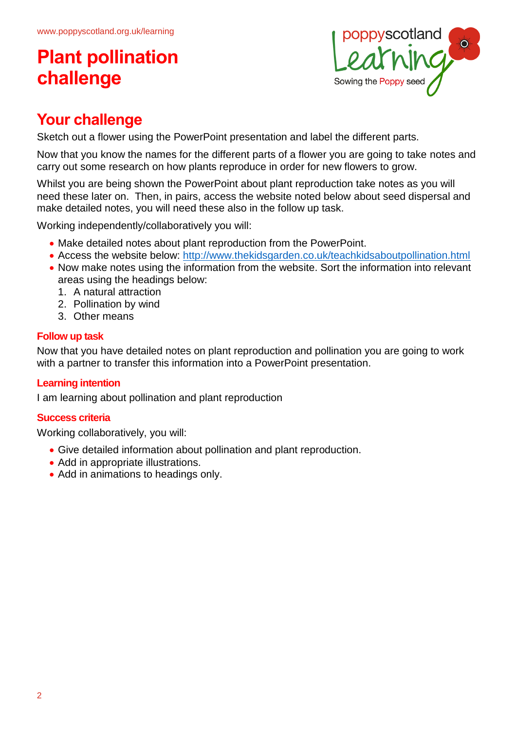# Plant pollination challenge

## Your challenge

Sketch out a flower using the PowerPoint presentation and label the different parts.

Now that you know the names for the different parts of a flower you are going to take notes and carry out some research on how plants reproduce in order for new flowers to grow.

Whilst you are being shown the PowerPoint about plant reproduction take notes as you will need these later on. Then, in pairs, access the website noted below about seed dispersal and make detailed notes, you will need these also in the follow up task.

Working independently/collaboratively you will:

- Make detailed notes about plant reproduction from the PowerPoint.
- Access the website below: http://www.thekidsgarden.co.uk/teachkidsaboutpollination.html
- Now make notes using the information from the website. Sort the information into relevant areas using the headings below:
  1. A natural attraction
  2. Pollination by wind
  3. Other means

### Follow up task

Now that you have detailed notes on plant reproduction and pollination you are going to work with a partner to transfer this information into a PowerPoint presentation.

### Learning intention

I am learning about pollination and plant reproduction

### Success criteria

Working collaboratively, you will:

- Give detailed information about pollination and plant reproduction.
- Add in appropriate illustrations.
- Add in animations to headings only.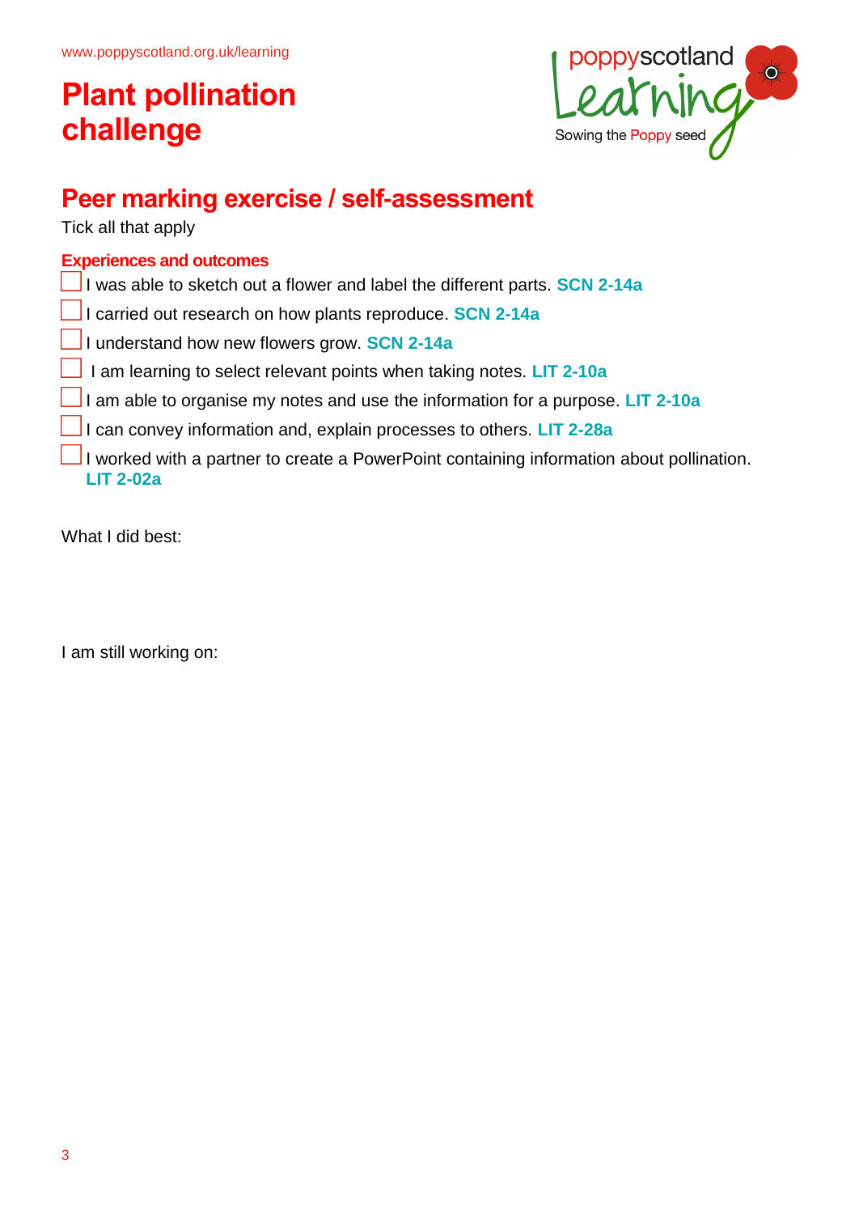# Plant pollination challenge

## Peer marking exercise / self-assessment

Tick all that apply

**Experiences and outcomes**

- [ ] I was able to sketch out a flower and label the different parts. **SCN 2-14a**
- [ ] I carried out research on how plants reproduce. **SCN 2-14a**
- [ ] I understand how new flowers grow. **SCN 2-14a**
- [ ] I am learning to select relevant points when taking notes. **LIT 2-10a**
- [ ] I am able to organise my notes and use the information for a purpose. **LIT 2-10a**
- [ ] I can convey information and, explain processes to others. **LIT 2-28a**
- [ ] I worked with a partner to create a PowerPoint containing information about pollination. **LIT 2-02a**

What I did best:

I am still working on: